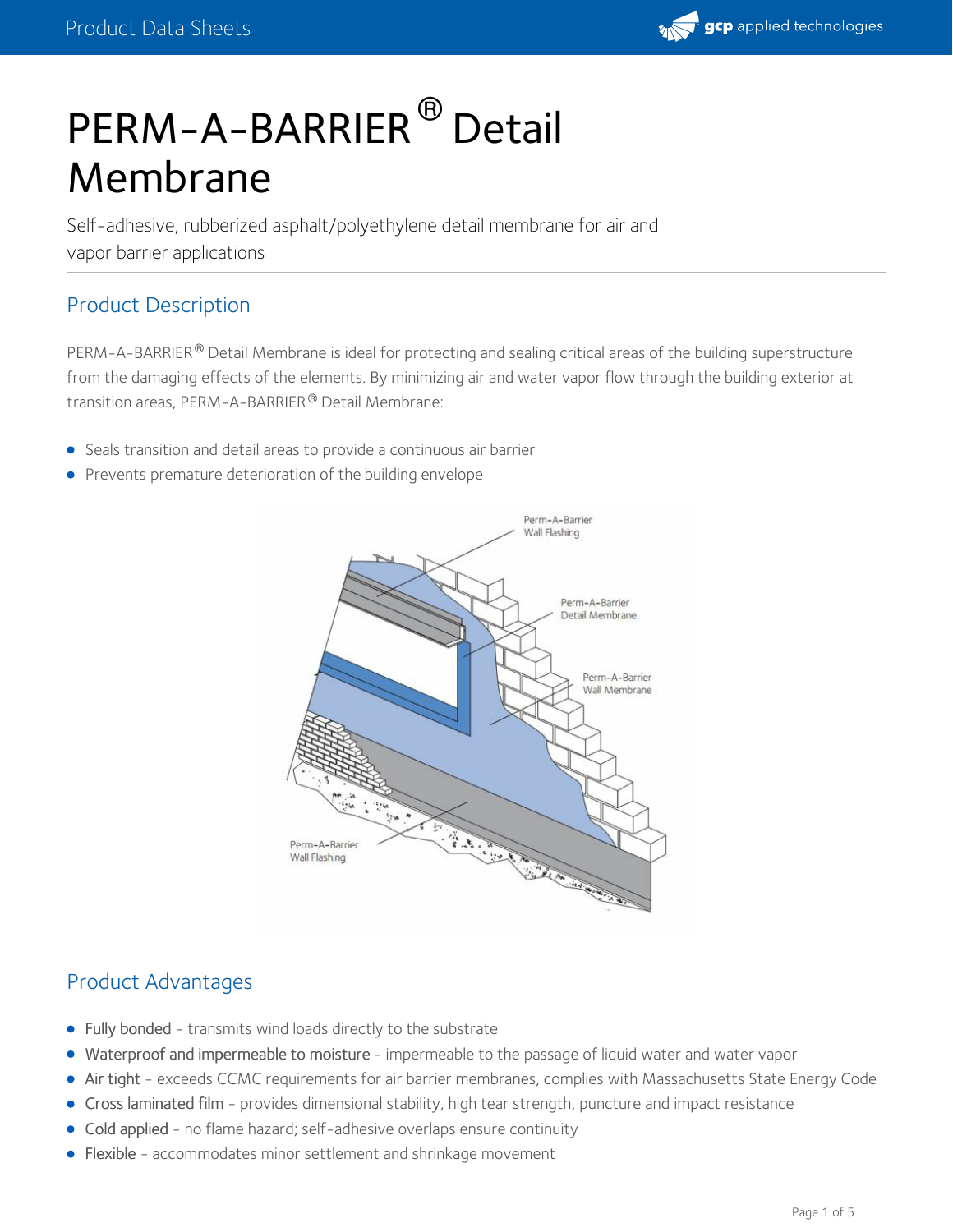# PERM-A-BARRIER® Detail Membrane

Self-adhesive, rubberized asphalt/polyethylene detail membrane for air and vapor barrier applications

## Product Description

PERM-A-BARRIER® Detail Membrane is ideal for protecting and sealing critical areas of the building superstructure from the damaging effects of the elements. By minimizing air and water vapor flow through the building exterior at transition areas, PERM-A-BARRIER® Detail Membrane:

- Seals transition and detail areas to provide a continuous air barrier
- Prevents premature deterioration of the building envelope

## Product Advantages

- Fully bonded - transmits wind loads directly to the substrate
- Waterproof and impermeable to moisture - impermeable to the passage of liquid water and water vapor
- Air tight - exceeds CCMC requirements for air barrier membranes, complies with Massachusetts State Energy Code
- Cross laminated film - provides dimensional stability, high tear strength, puncture and impact resistance
- Cold applied - no flame hazard; self-adhesive overlaps ensure continuity
- Flexible - accommodates minor settlement and shrinkage movement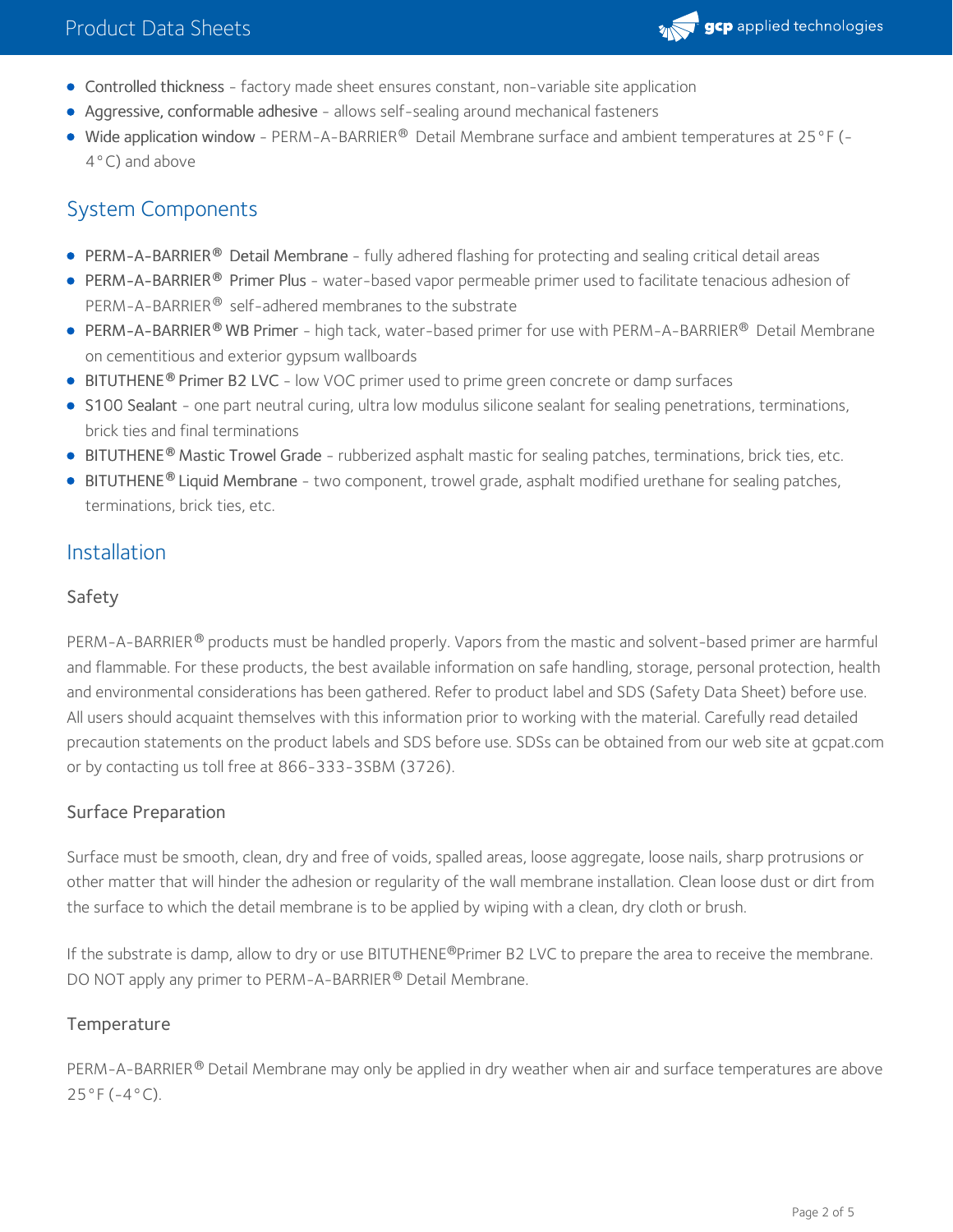- Controlled thickness - factory made sheet ensures constant, non-variable site application
- Aggressive, conformable adhesive - allows self-sealing around mechanical fasteners
- Wide application window - PERM-A-BARRIER® Detail Membrane surface and ambient temperatures at 25°F (-4°C) and above

## System Components

- PERM-A-BARRIER® Detail Membrane - fully adhered flashing for protecting and sealing critical detail areas
- PERM-A-BARRIER® Primer Plus - water-based vapor permeable primer used to facilitate tenacious adhesion of PERM-A-BARRIER® self-adhered membranes to the substrate
- PERM-A-BARRIER® WB Primer - high tack, water-based primer for use with PERM-A-BARRIER® Detail Membrane on cementitious and exterior gypsum wallboards
- BITUTHENE® Primer B2 LVC - low VOC primer used to prime green concrete or damp surfaces
- S100 Sealant - one part neutral curing, ultra low modulus silicone sealant for sealing penetrations, terminations, brick ties and final terminations
- BITUTHENE® Mastic Trowel Grade - rubberized asphalt mastic for sealing patches, terminations, brick ties, etc.
- BITUTHENE® Liquid Membrane - two component, trowel grade, asphalt modified urethane for sealing patches, terminations, brick ties, etc.

## Installation

### Safety

PERM-A-BARRIER® products must be handled properly. Vapors from the mastic and solvent-based primer are harmful and flammable. For these products, the best available information on safe handling, storage, personal protection, health and environmental considerations has been gathered. Refer to product label and SDS (Safety Data Sheet) before use. All users should acquaint themselves with this information prior to working with the material. Carefully read detailed precaution statements on the product labels and SDS before use. SDSs can be obtained from our web site at gcpat.com or by contacting us toll free at 866-333-3SBM (3726).

### Surface Preparation

Surface must be smooth, clean, dry and free of voids, spalled areas, loose aggregate, loose nails, sharp protrusions or other matter that will hinder the adhesion or regularity of the wall membrane installation. Clean loose dust or dirt from the surface to which the detail membrane is to be applied by wiping with a clean, dry cloth or brush.

If the substrate is damp, allow to dry or use BITUTHENE®Primer B2 LVC to prepare the area to receive the membrane. DO NOT apply any primer to PERM-A-BARRIER® Detail Membrane.

### Temperature

PERM-A-BARRIER® Detail Membrane may only be applied in dry weather when air and surface temperatures are above 25°F (-4°C).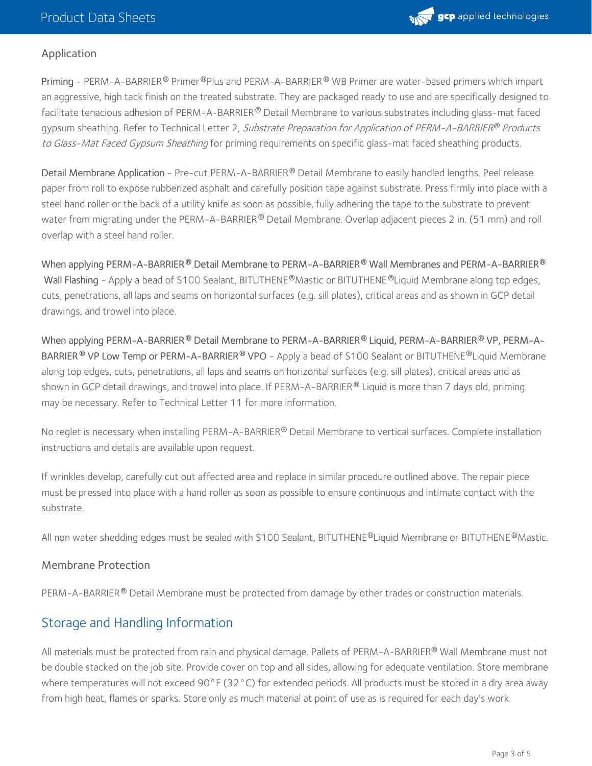## Application

**Priming** - PERM-A-BARRIER® Primer®Plus and PERM-A-BARRIER® WB Primer are water-based primers which impart an aggressive, high tack finish on the treated substrate. They are packaged ready to use and are specifically designed to facilitate tenacious adhesion of PERM-A-BARRIER® Detail Membrane to various substrates including glass-mat faced gypsum sheathing. Refer to Technical Letter 2, *Substrate Preparation for Application of PERM-A-BARRIER® Products to Glass-Mat Faced Gypsum Sheathing* for priming requirements on specific glass-mat faced sheathing products.

**Detail Membrane Application** - Pre-cut PERM-A-BARRIER® Detail Membrane to easily handled lengths. Peel release paper from roll to expose rubberized asphalt and carefully position tape against substrate. Press firmly into place with a steel hand roller or the back of a utility knife as soon as possible, fully adhering the tape to the substrate to prevent water from migrating under the PERM-A-BARRIER® Detail Membrane. Overlap adjacent pieces 2 in. (51 mm) and roll overlap with a steel hand roller.

**When applying PERM-A-BARRIER® Detail Membrane to PERM-A-BARRIER® Wall Membranes and PERM-A-BARRIER® Wall Flashing** - Apply a bead of S100 Sealant, BITUTHENE®Mastic or BITUTHENE®Liquid Membrane along top edges, cuts, penetrations, all laps and seams on horizontal surfaces (e.g. sill plates), critical areas and as shown in GCP detail drawings, and trowel into place.

**When applying PERM-A-BARRIER® Detail Membrane to PERM-A-BARRIER® Liquid, PERM-A-BARRIER® VP, PERM-A-BARRIER® VP Low Temp or PERM-A-BARRIER® VPO** - Apply a bead of S100 Sealant or BITUTHENE®Liquid Membrane along top edges, cuts, penetrations, all laps and seams on horizontal surfaces (e.g. sill plates), critical areas and as shown in GCP detail drawings, and trowel into place. If PERM-A-BARRIER® Liquid is more than 7 days old, priming may be necessary. Refer to Technical Letter 11 for more information.

No reglet is necessary when installing PERM-A-BARRIER® Detail Membrane to vertical surfaces. Complete installation instructions and details are available upon request.

If wrinkles develop, carefully cut out affected area and replace in similar procedure outlined above. The repair piece must be pressed into place with a hand roller as soon as possible to ensure continuous and intimate contact with the substrate.

All non water shedding edges must be sealed with S100 Sealant, BITUTHENE®Liquid Membrane or BITUTHENE®Mastic.

### Membrane Protection

PERM-A-BARRIER® Detail Membrane must be protected from damage by other trades or construction materials.

## Storage and Handling Information

All materials must be protected from rain and physical damage. Pallets of PERM-A-BARRIER® Wall Membrane must not be double stacked on the job site. Provide cover on top and all sides, allowing for adequate ventilation. Store membrane where temperatures will not exceed 90°F (32°C) for extended periods. All products must be stored in a dry area away from high heat, flames or sparks. Store only as much material at point of use as is required for each day's work.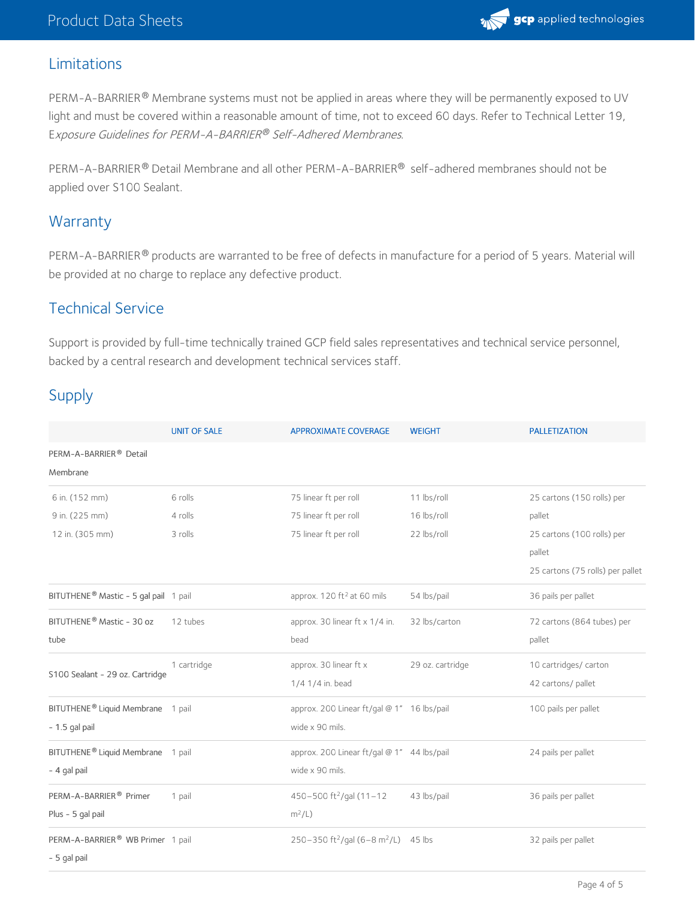## Limitations

PERM-A-BARRIER® Membrane systems must not be applied in areas where they will be permanently exposed to UV light and must be covered within a reasonable amount of time, not to exceed 60 days. Refer to Technical Letter 19, *Exposure Guidelines for PERM-A-BARRIER® Self-Adhered Membranes*.

PERM-A-BARRIER® Detail Membrane and all other PERM-A-BARRIER® self-adhered membranes should not be applied over S100 Sealant.

## Warranty

PERM-A-BARRIER® products are warranted to be free of defects in manufacture for a period of 5 years. Material will be provided at no charge to replace any defective product.

## Technical Service

Support is provided by full-time technically trained GCP field sales representatives and technical service personnel, backed by a central research and development technical services staff.

## Supply

| | UNIT OF SALE | APPROXIMATE COVERAGE | WEIGHT | PALLETIZATION |
|---|---|---|---|---|
| PERM-A-BARRIER® Detail Membrane | | | | |
| 6 in. (152 mm)<br>9 in. (225 mm)<br>12 in. (305 mm) | 6 rolls<br>4 rolls<br>3 rolls | 75 linear ft per roll<br>75 linear ft per roll<br>75 linear ft per roll | 11 lbs/roll<br>16 lbs/roll<br>22 lbs/roll | 25 cartons (150 rolls) per pallet<br>25 cartons (100 rolls) per pallet<br>25 cartons (75 rolls) per pallet |
| BITUTHENE® Mastic - 5 gal pail | 1 pail | approx. 120 ft² at 60 mils | 54 lbs/pail | 36 pails per pallet |
| BITUTHENE® Mastic - 30 oz tube | 12 tubes | approx. 30 linear ft x 1/4 in. bead | 32 lbs/carton | 72 cartons (864 tubes) per pallet |
| S100 Sealant - 29 oz. Cartridge | 1 cartridge | approx. 30 linear ft x 1/4 1/4 in. bead | 29 oz. cartridge | 10 cartridges/ carton<br>42 cartons/ pallet |
| BITUTHENE® Liquid Membrane - 1.5 gal pail | 1 pail | approx. 200 Linear ft/gal @ 1" wide x 90 mils. | 16 lbs/pail | 100 pails per pallet |
| BITUTHENE® Liquid Membrane - 4 gal pail | 1 pail | approx. 200 Linear ft/gal @ 1" wide x 90 mils. | 44 lbs/pail | 24 pails per pallet |
| PERM-A-BARRIER® Primer Plus - 5 gal pail | 1 pail | 450–500 ft²/gal (11–12 m²/L) | 43 lbs/pail | 36 pails per pallet |
| PERM-A-BARRIER® WB Primer - 5 gal pail | 1 pail | 250–350 ft²/gal (6–8 m²/L) | 45 lbs | 32 pails per pallet |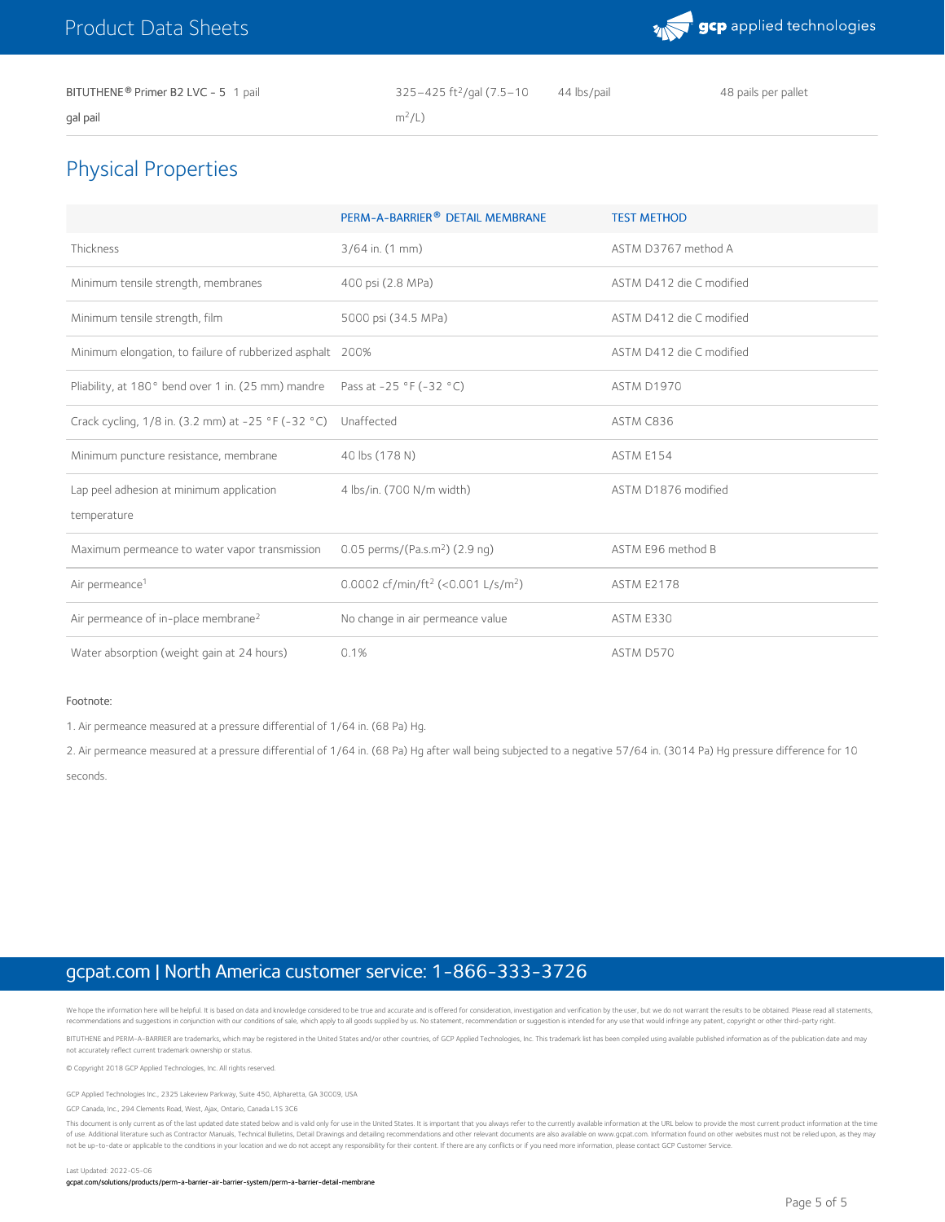| | | | |
|---|---|---|---|
| BITUTHENE® Primer B2 LVC - 5 gal pail | 1 pail | 325–425 $ft^2$/gal (7.5–10 $m^2$/L) | 44 lbs/pail | 48 pails per pallet |

## Physical Properties

| | PERM-A-BARRIER® DETAIL MEMBRANE | TEST METHOD |
|---|---|---|
| Thickness | 3/64 in. (1 mm) | ASTM D3767 method A |
| Minimum tensile strength, membranes | 400 psi (2.8 MPa) | ASTM D412 die C modified |
| Minimum tensile strength, film | 5000 psi (34.5 MPa) | ASTM D412 die C modified |
| Minimum elongation, to failure of rubberized asphalt | 200% | ASTM D412 die C modified |
| Pliability, at 180° bend over 1 in. (25 mm) mandre | Pass at -25 °F (-32 °C) | ASTM D1970 |
| Crack cycling, 1/8 in. (3.2 mm) at -25 °F (-32 °C) | Unaffected | ASTM C836 |
| Minimum puncture resistance, membrane | 40 lbs (178 N) | ASTM E154 |
| Lap peel adhesion at minimum application temperature | 4 lbs/in. (700 N/m width) | ASTM D1876 modified |
| Maximum permeance to water vapor transmission | 0.05 perms/(Pa.s.$m^2$) (2.9 ng) | ASTM E96 method B |
| Air permeance[1] | 0.0002 cf/min/$ft^2$ (<0.001 L/s/$m^2$) | ASTM E2178 |
| Air permeance of in-place membrane[2] | No change in air permeance value | ASTM E330 |
| Water absorption (weight gain at 24 hours) | 0.1% | ASTM D570 |

Footnote:

1. Air permeance measured at a pressure differential of 1/64 in. (68 Pa) Hg.

2. Air permeance measured at a pressure differential of 1/64 in. (68 Pa) Hg after wall being subjected to a negative 57/64 in. (3014 Pa) Hg pressure difference for 10 seconds.

gcpat.com | North America customer service: 1-866-333-3726

We hope the information here will be helpful. It is based on data and knowledge considered to be true and accurate and is offered for consideration, investigation and verification by the user, but we do not warrant the results to be obtained. Please read all statements, recommendations and suggestions in conjunction with our conditions of sale, which apply to all goods supplied by us. No statement, recommendation or suggestion is intended for any use that would infringe any patent, copyright or other third-party right.

BITUTHENE and PERM-A-BARRIER are trademarks, which may be registered in the United States and/or other countries, of GCP Applied Technologies, Inc. This trademark list has been compiled using available published information as of the publication date and may not accurately reflect current trademark ownership or status.

© Copyright 2018 GCP Applied Technologies, Inc. All rights reserved.

GCP Applied Technologies Inc., 2325 Lakeview Parkway, Suite 450, Alpharetta, GA 30009, USA

GCP Canada, Inc., 294 Clements Road, West, Ajax, Ontario, Canada L1S 3C6

This document is only current as of the last updated date stated below and is valid only for use in the United States. It is important that you always refer to the currently available information at the URL below to provide the most current product information at the time of use. Additional literature such as Contractor Manuals, Technical Bulletins, Detail Drawings and detailing recommendations and other relevant documents are also available on www.gcpat.com. Information found on other websites must not be relied upon, as they may not be up-to-date or applicable to the conditions in your location and we do not accept any responsibility for their content. If there are any conflicts or if you need more information, please contact GCP Customer Service.

Last Updated: 2022-05-06

gcpat.com/solutions/products/perm-a-barrier-air-barrier-system/perm-a-barrier-detail-membrane